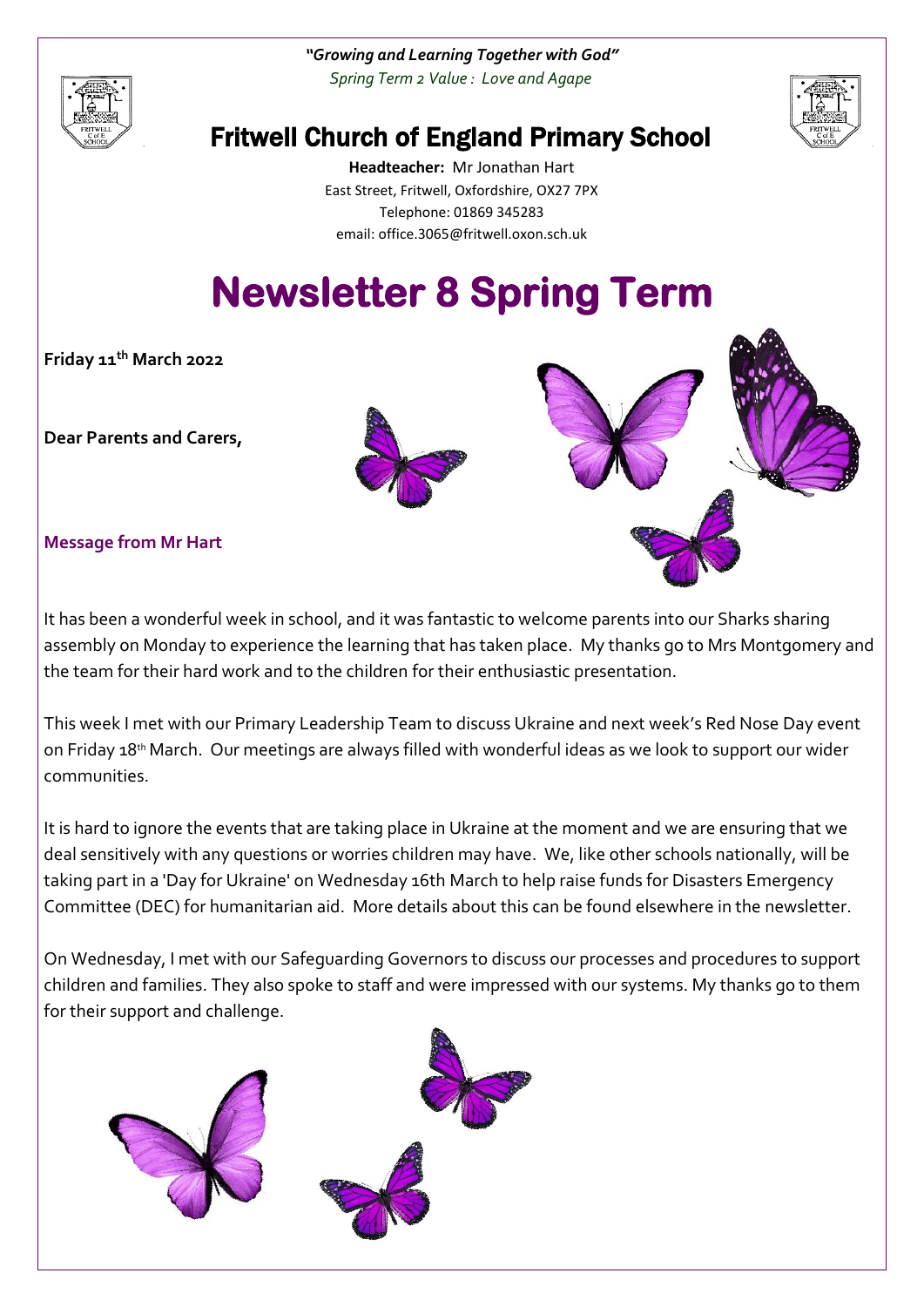***"Growing and Learning Together with God"***

*Spring Term 2 Value : Love and Agape*

# Fritwell Church of England Primary School

**Headteacher:** Mr Jonathan Hart
East Street, Fritwell, Oxfordshire, OX27 7PX
Telephone: 01869 345283
email: office.3065@fritwell.oxon.sch.uk

# Newsletter 8 Spring Term

**Friday 11th March 2022**

**Dear Parents and Carers,**

### Message from Mr Hart

It has been a wonderful week in school, and it was fantastic to welcome parents into our Sharks sharing assembly on Monday to experience the learning that has taken place. My thanks go to Mrs Montgomery and the team for their hard work and to the children for their enthusiastic presentation.

This week I met with our Primary Leadership Team to discuss Ukraine and next week's Red Nose Day event on Friday 18th March. Our meetings are always filled with wonderful ideas as we look to support our wider communities.

It is hard to ignore the events that are taking place in Ukraine at the moment and we are ensuring that we deal sensitively with any questions or worries children may have. We, like other schools nationally, will be taking part in a 'Day for Ukraine' on Wednesday 16th March to help raise funds for Disasters Emergency Committee (DEC) for humanitarian aid. More details about this can be found elsewhere in the newsletter.

On Wednesday, I met with our Safeguarding Governors to discuss our processes and procedures to support children and families. They also spoke to staff and were impressed with our systems. My thanks go to them for their support and challenge.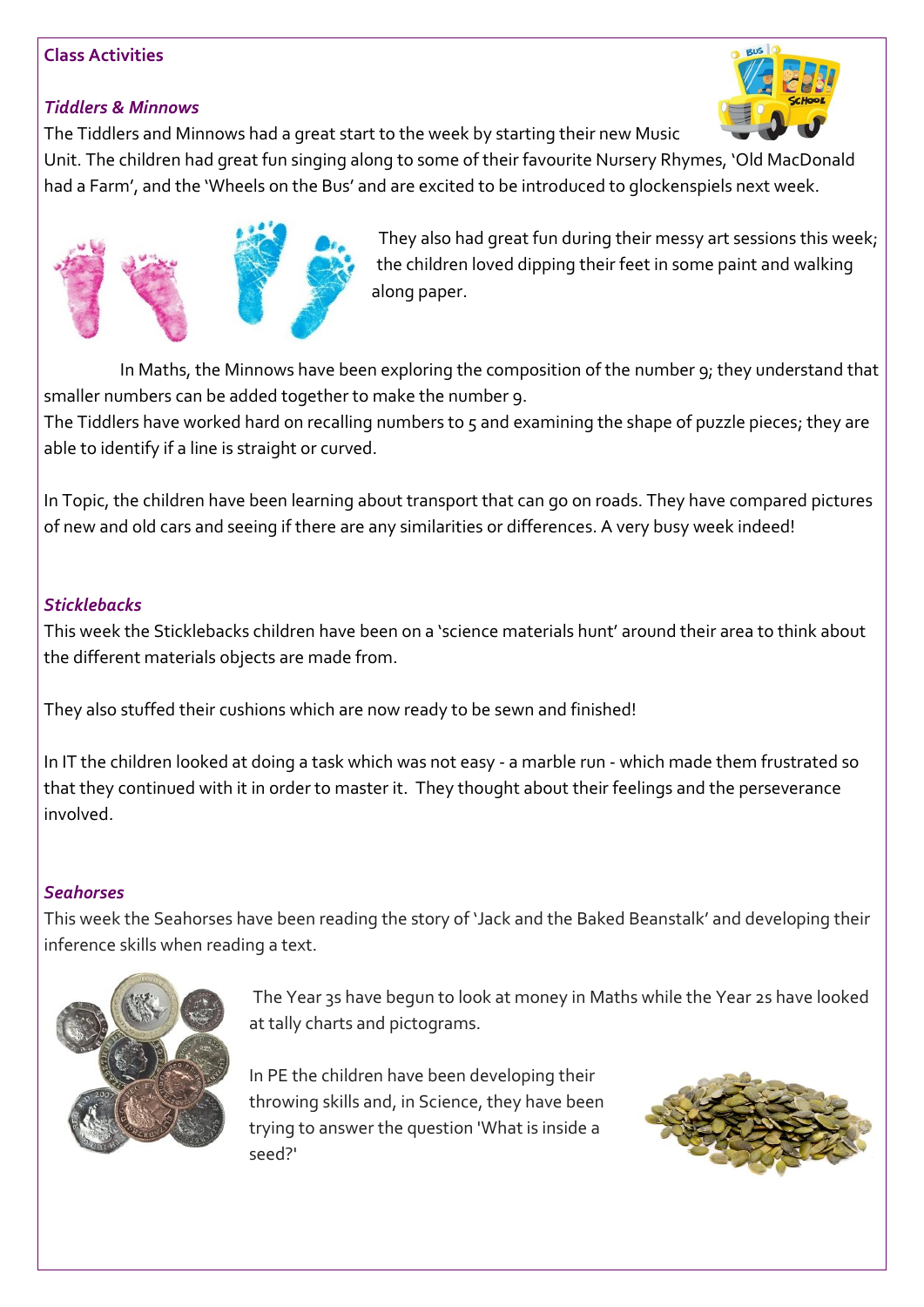## Class Activities

### *Tiddlers & Minnows*

The Tiddlers and Minnows had a great start to the week by starting their new Music Unit. The children had great fun singing along to some of their favourite Nursery Rhymes, 'Old MacDonald had a Farm', and the 'Wheels on the Bus' and are excited to be introduced to glockenspiels next week.

They also had great fun during their messy art sessions this week; the children loved dipping their feet in some paint and walking along paper.

In Maths, the Minnows have been exploring the composition of the number 9; they understand that smaller numbers can be added together to make the number 9.

The Tiddlers have worked hard on recalling numbers to 5 and examining the shape of puzzle pieces; they are able to identify if a line is straight or curved.

In Topic, the children have been learning about transport that can go on roads. They have compared pictures of new and old cars and seeing if there are any similarities or differences. A very busy week indeed!

### *Sticklebacks*

This week the Sticklebacks children have been on a 'science materials hunt' around their area to think about the different materials objects are made from.

They also stuffed their cushions which are now ready to be sewn and finished!

In IT the children looked at doing a task which was not easy - a marble run - which made them frustrated so that they continued with it in order to master it. They thought about their feelings and the perseverance involved.

### *Seahorses*

This week the Seahorses have been reading the story of 'Jack and the Baked Beanstalk' and developing their inference skills when reading a text.

The Year 3s have begun to look at money in Maths while the Year 2s have looked at tally charts and pictograms.

In PE the children have been developing their throwing skills and, in Science, they have been trying to answer the question 'What is inside a seed?'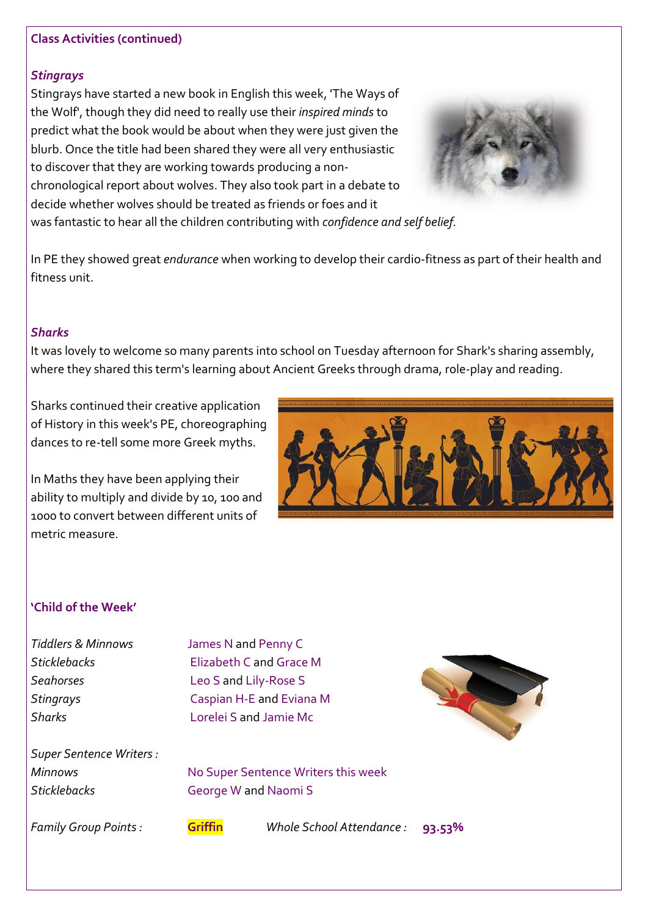## Class Activities (continued)

### *Stingrays*

Stingrays have started a new book in English this week, 'The Ways of the Wolf', though they did need to really use their *inspired minds* to predict what the book would be about when they were just given the blurb. Once the title had been shared they were all very enthusiastic to discover that they are working towards producing a non-chronological report about wolves. They also took part in a debate to decide whether wolves should be treated as friends or foes and it was fantastic to hear all the children contributing with *confidence and self belief*.

In PE they showed great *endurance* when working to develop their cardio-fitness as part of their health and fitness unit.

### *Sharks*

It was lovely to welcome so many parents into school on Tuesday afternoon for Shark's sharing assembly, where they shared this term's learning about Ancient Greeks through drama, role-play and reading.

Sharks continued their creative application of History in this week's PE, choreographing dances to re-tell some more Greek myths.

In Maths they have been applying their ability to multiply and divide by 10, 100 and 1000 to convert between different units of metric measure.

## 'Child of the Week'

| | |
|---|---|
| *Tiddlers & Minnows* | James N and Penny C |
| *Sticklebacks* | Elizabeth C and Grace M |
| *Seahorses* | Leo S and Lily-Rose S |
| *Stingrays* | Caspian H-E and Eviana M |
| *Sharks* | Lorelei S and Jamie Mc |

*Super Sentence Writers :*

| | |
|---|---|
| *Minnows* | No Super Sentence Writers this week |
| *Sticklebacks* | George W and Naomi S |

*Family Group Points :* **Griffin** *Whole School Attendance :* **93.53%**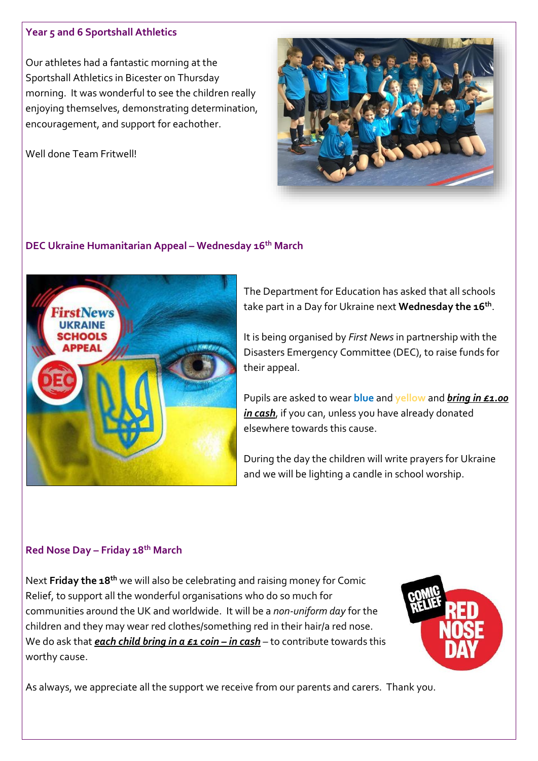### Year 5 and 6 Sportshall Athletics

Our athletes had a fantastic morning at the Sportshall Athletics in Bicester on Thursday morning. It was wonderful to see the children really enjoying themselves, demonstrating determination, encouragement, and support for eachother.

Well done Team Fritwell!

### DEC Ukraine Humanitarian Appeal – Wednesday 16th March

The Department for Education has asked that all schools take part in a Day for Ukraine next **Wednesday the 16th**.

It is being organised by *First News* in partnership with the Disasters Emergency Committee (DEC), to raise funds for their appeal.

Pupils are asked to wear **blue** and yellow and ***bring in £1.00 in cash***, if you can, unless you have already donated elsewhere towards this cause.

During the day the children will write prayers for Ukraine and we will be lighting a candle in school worship.

### Red Nose Day – Friday 18th March

Next **Friday the 18th** we will also be celebrating and raising money for Comic Relief, to support all the wonderful organisations who do so much for communities around the UK and worldwide. It will be a *non-uniform day* for the children and they may wear red clothes/something red in their hair/a red nose. We do ask that ***each child bring in a £1 coin – in cash*** – to contribute towards this worthy cause.

As always, we appreciate all the support we receive from our parents and carers. Thank you.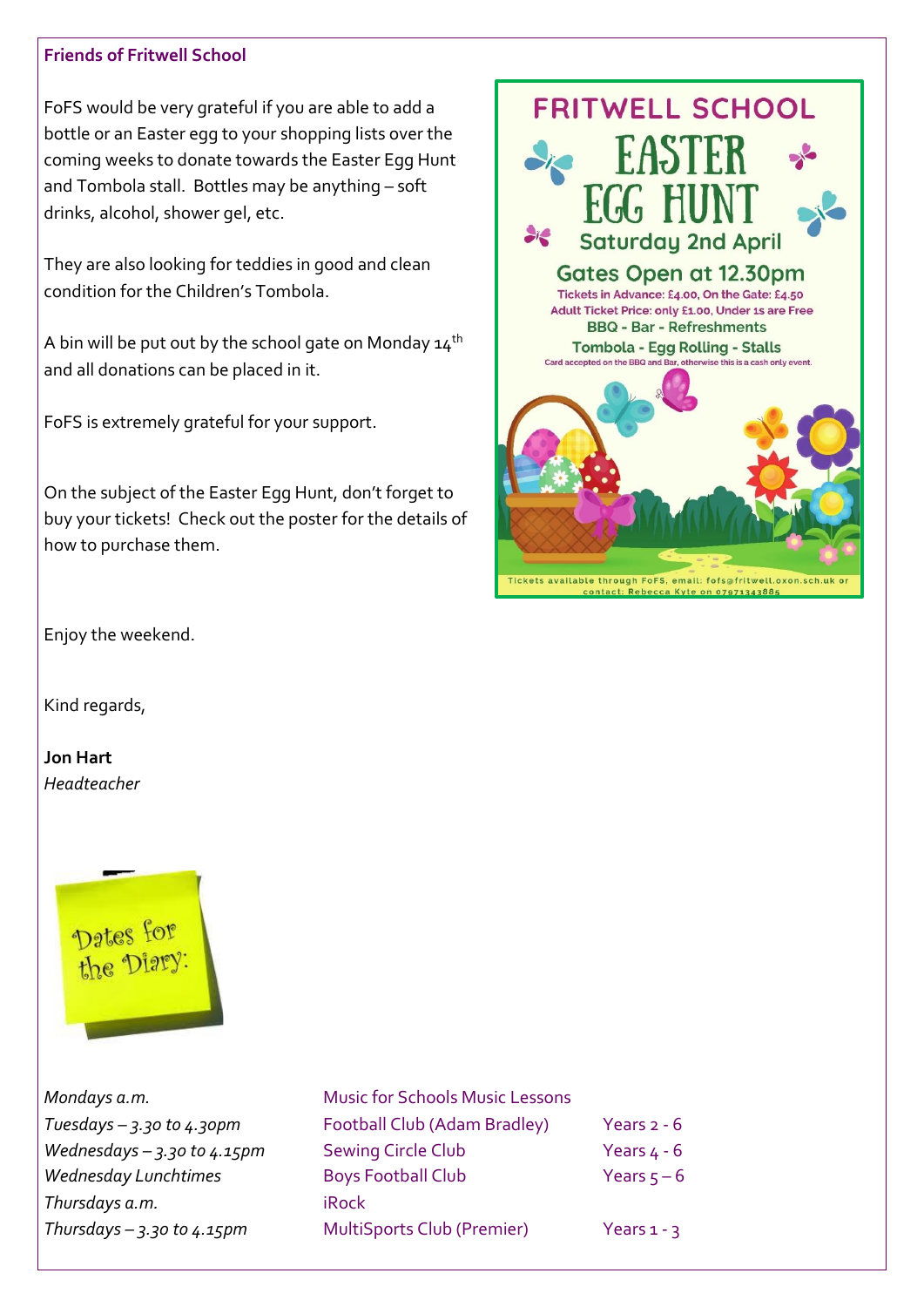**Friends of Fritwell School**

FoFS would be very grateful if you are able to add a bottle or an Easter egg to your shopping lists over the coming weeks to donate towards the Easter Egg Hunt and Tombola stall. Bottles may be anything – soft drinks, alcohol, shower gel, etc.

They are also looking for teddies in good and clean condition for the Children's Tombola.

A bin will be put out by the school gate on Monday 14th and all donations can be placed in it.

FoFS is extremely grateful for your support.

On the subject of the Easter Egg Hunt, don't forget to buy your tickets! Check out the poster for the details of how to purchase them.

FRITWELL SCHOOL

EASTER EGG HUNT

Saturday 2nd April

Gates Open at 12.30pm

Tickets in Advance: £4.00, On the Gate: £4.50

Adult Ticket Price: only £1.00, Under 1s are Free

BBQ - Bar - Refreshments

Tombola - Egg Rolling - Stalls

Card accepted on the BBQ and Bar, otherwise this is a cash only event.

Tickets available through FoFS, email: fofs@fritwell.oxon.sch.uk or contact: Rebecca Kyte on 07971343885

Enjoy the weekend.

Kind regards,

**Jon Hart**
*Headteacher*

Dates for the Diary:

| | | |
|---|---|---|
| *Mondays a.m.* | Music for Schools Music Lessons | |
| *Tuesdays – 3.30 to 4.30pm* | Football Club (Adam Bradley) | Years 2 - 6 |
| *Wednesdays – 3.30 to 4.15pm* | Sewing Circle Club | Years 4 - 6 |
| *Wednesday Lunchtimes* | Boys Football Club | Years 5 – 6 |
| *Thursdays a.m.* | iRock | |
| *Thursdays – 3.30 to 4.15pm* | MultiSports Club (Premier) | Years 1 - 3 |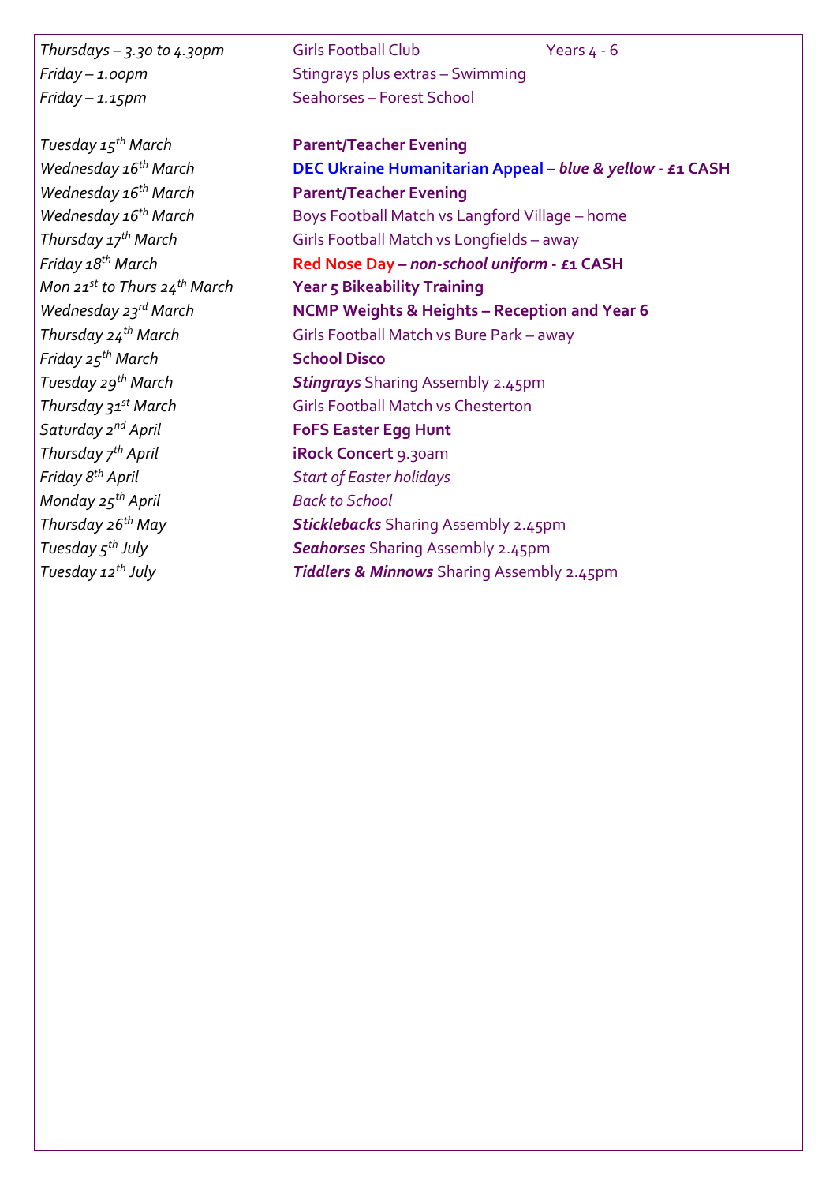| | | |
|---|---|---|
| *Thursdays – 3.30 to 4.30pm* | Girls Football Club | Years 4 - 6 |
| *Friday – 1.00pm* | Stingrays plus extras – Swimming | |
| *Friday – 1.15pm* | Seahorses – Forest School | |

| | |
|---|---|
| *Tuesday 15th March* | **Parent/Teacher Evening** |
| *Wednesday 16th March* | **DEC Ukraine Humanitarian Appeal** – ***blue & yellow*** **- £1 CASH** |
| *Wednesday 16th March* | **Parent/Teacher Evening** |
| *Wednesday 16th March* | Boys Football Match vs Langford Village – home |
| *Thursday 17th March* | Girls Football Match vs Longfields – away |
| *Friday 18th March* | **Red Nose Day** – ***non-school uniform*** **- £1 CASH** |
| *Mon 21st to Thurs 24th March* | **Year 5 Bikeability Training** |
| *Wednesday 23rd March* | **NCMP Weights & Heights – Reception and Year 6** |
| *Thursday 24th March* | Girls Football Match vs Bure Park – away |
| *Friday 25th March* | **School Disco** |
| *Tuesday 29th March* | ***Stingrays*** Sharing Assembly 2.45pm |
| *Thursday 31st March* | Girls Football Match vs Chesterton |
| *Saturday 2nd April* | **FoFS Easter Egg Hunt** |
| *Thursday 7th April* | **iRock Concert** 9.30am |
| *Friday 8th April* | *Start of Easter holidays* |
| *Monday 25th April* | *Back to School* |
| *Thursday 26th May* | ***Sticklebacks*** Sharing Assembly 2.45pm |
| *Tuesday 5th July* | ***Seahorses*** Sharing Assembly 2.45pm |
| *Tuesday 12th July* | ***Tiddlers & Minnows*** Sharing Assembly 2.45pm |